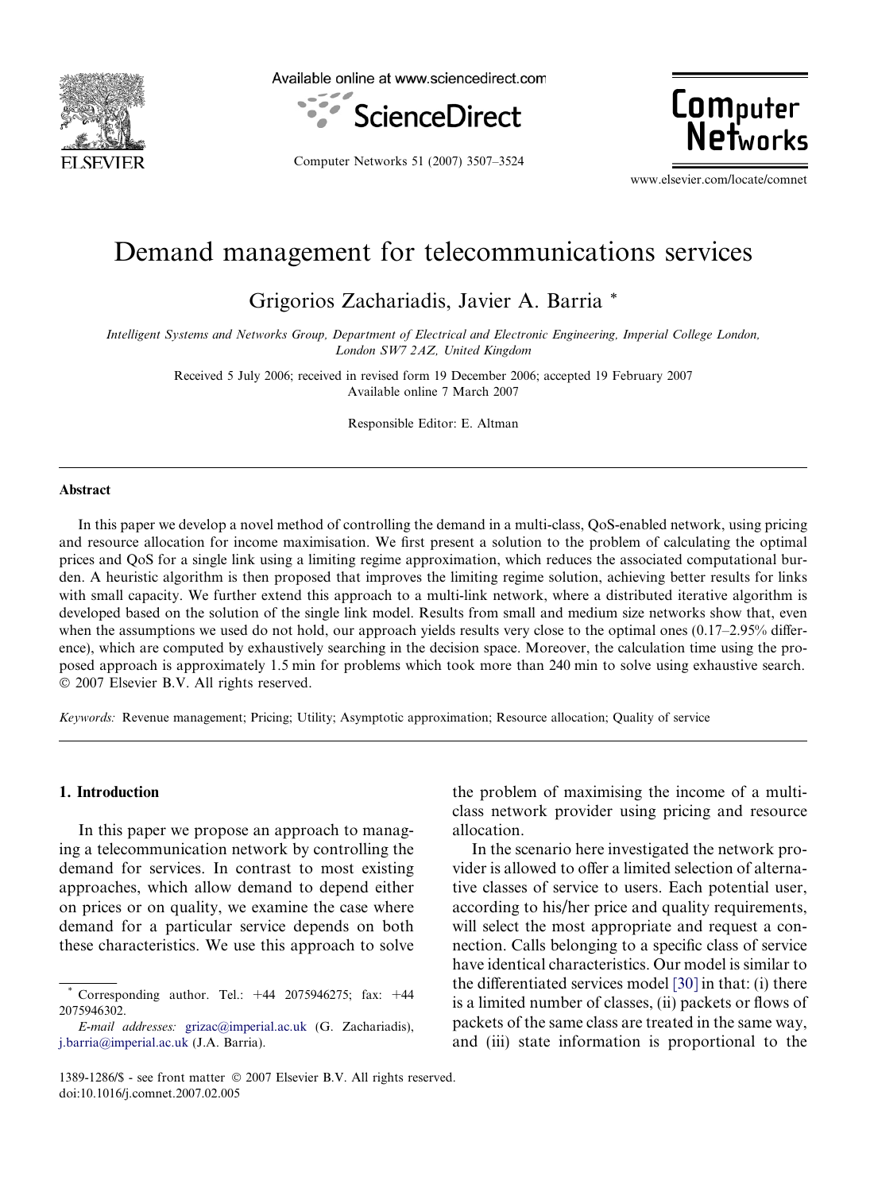# Demand management for telecommunications services

Grigorios Zachariadis, Javier A. Barria *

*Intelligent Systems and Networks Group, Department of Electrical and Electronic Engineering, Imperial College London, London SW7 2AZ, United Kingdom*

Received 5 July 2006; received in revised form 19 December 2006; accepted 19 February 2007
Available online 7 March 2007

Responsible Editor: E. Altman

## Abstract

In this paper we develop a novel method of controlling the demand in a multi-class, QoS-enabled network, using pricing and resource allocation for income maximisation. We first present a solution to the problem of calculating the optimal prices and QoS for a single link using a limiting regime approximation, which reduces the associated computational burden. A heuristic algorithm is then proposed that improves the limiting regime solution, achieving better results for links with small capacity. We further extend this approach to a multi-link network, where a distributed iterative algorithm is developed based on the solution of the single link model. Results from small and medium size networks show that, even when the assumptions we used do not hold, our approach yields results very close to the optimal ones (0.17–2.95% difference), which are computed by exhaustively searching in the decision space. Moreover, the calculation time using the proposed approach is approximately 1.5 min for problems which took more than 240 min to solve using exhaustive search.
© 2007 Elsevier B.V. All rights reserved.

*Keywords:* Revenue management; Pricing; Utility; Asymptotic approximation; Resource allocation; Quality of service

## 1. Introduction

In this paper we propose an approach to managing a telecommunication network by controlling the demand for services. In contrast to most existing approaches, which allow demand to depend either on prices or on quality, we examine the case where demand for a particular service depends on both these characteristics. We use this approach to solve the problem of maximising the income of a multi-class network provider using pricing and resource allocation.

In the scenario here investigated the network provider is allowed to offer a limited selection of alternative classes of service to users. Each potential user, according to his/her price and quality requirements, will select the most appropriate and request a connection. Calls belonging to a specific class of service have identical characteristics. Our model is similar to the differentiated services model [30] in that: (i) there is a limited number of classes, (ii) packets or flows of packets of the same class are treated in the same way, and (iii) state information is proportional to the

* Corresponding author. Tel.: +44 2075946275; fax: +44 2075946302.

*E-mail addresses:* grizac@imperial.ac.uk (G. Zachariadis), j.barria@imperial.ac.uk (J.A. Barria).

1389-1286/$ - see front matter © 2007 Elsevier B.V. All rights reserved.
doi:10.1016/j.comnet.2007.02.005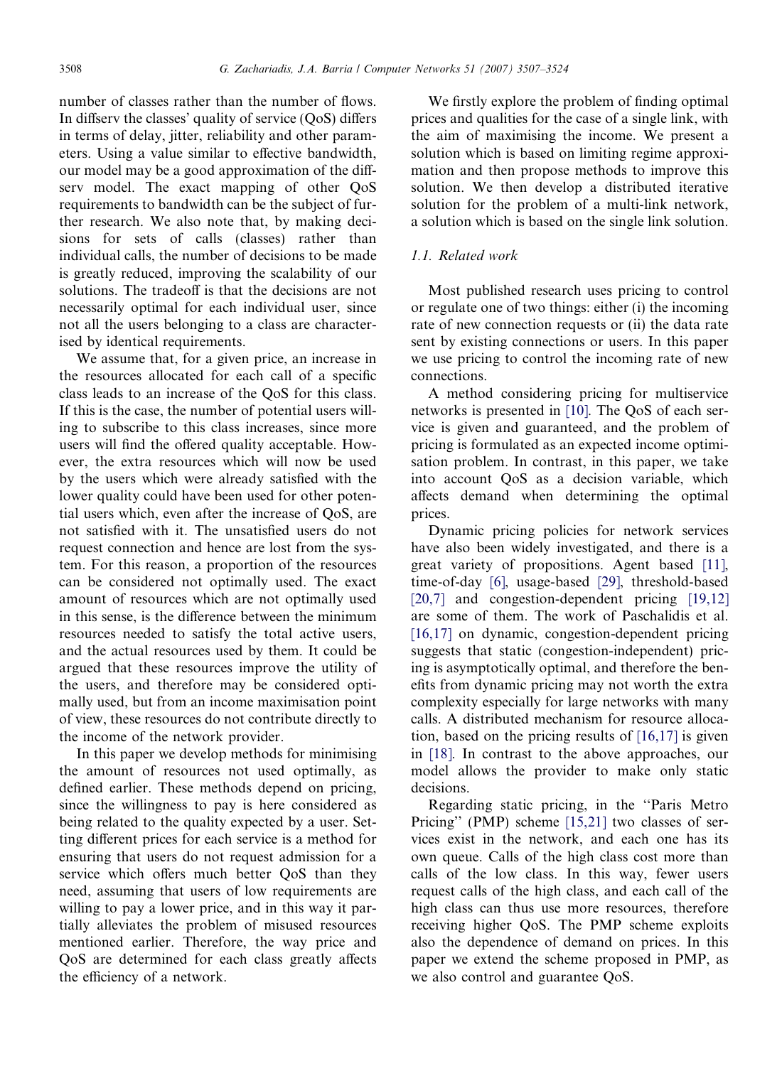number of classes rather than the number of flows. In diffserv the classes' quality of service (QoS) differs in terms of delay, jitter, reliability and other parameters. Using a value similar to effective bandwidth, our model may be a good approximation of the diffserv model. The exact mapping of other QoS requirements to bandwidth can be the subject of further research. We also note that, by making decisions for sets of calls (classes) rather than individual calls, the number of decisions to be made is greatly reduced, improving the scalability of our solutions. The tradeoff is that the decisions are not necessarily optimal for each individual user, since not all the users belonging to a class are characterised by identical requirements.

We assume that, for a given price, an increase in the resources allocated for each call of a specific class leads to an increase of the QoS for this class. If this is the case, the number of potential users willing to subscribe to this class increases, since more users will find the offered quality acceptable. However, the extra resources which will now be used by the users which were already satisfied with the lower quality could have been used for other potential users which, even after the increase of QoS, are not satisfied with it. The unsatisfied users do not request connection and hence are lost from the system. For this reason, a proportion of the resources can be considered not optimally used. The exact amount of resources which are not optimally used in this sense, is the difference between the minimum resources needed to satisfy the total active users, and the actual resources used by them. It could be argued that these resources improve the utility of the users, and therefore may be considered optimally used, but from an income maximisation point of view, these resources do not contribute directly to the income of the network provider.

In this paper we develop methods for minimising the amount of resources not used optimally, as defined earlier. These methods depend on pricing, since the willingness to pay is here considered as being related to the quality expected by a user. Setting different prices for each service is a method for ensuring that users do not request admission for a service which offers much better QoS than they need, assuming that users of low requirements are willing to pay a lower price, and in this way it partially alleviates the problem of misused resources mentioned earlier. Therefore, the way price and QoS are determined for each class greatly affects the efficiency of a network.

We firstly explore the problem of finding optimal prices and qualities for the case of a single link, with the aim of maximising the income. We present a solution which is based on limiting regime approximation and then propose methods to improve this solution. We then develop a distributed iterative solution for the problem of a multi-link network, a solution which is based on the single link solution.

### 1.1. Related work

Most published research uses pricing to control or regulate one of two things: either (i) the incoming rate of new connection requests or (ii) the data rate sent by existing connections or users. In this paper we use pricing to control the incoming rate of new connections.

A method considering pricing for multiservice networks is presented in [10]. The QoS of each service is given and guaranteed, and the problem of pricing is formulated as an expected income optimisation problem. In contrast, in this paper, we take into account QoS as a decision variable, which affects demand when determining the optimal prices.

Dynamic pricing policies for network services have also been widely investigated, and there is a great variety of propositions. Agent based [11], time-of-day [6], usage-based [29], threshold-based [20,7] and congestion-dependent pricing [19,12] are some of them. The work of Paschalidis et al. [16,17] on dynamic, congestion-dependent pricing suggests that static (congestion-independent) pricing is asymptotically optimal, and therefore the benefits from dynamic pricing may not worth the extra complexity especially for large networks with many calls. A distributed mechanism for resource allocation, based on the pricing results of [16,17] is given in [18]. In contrast to the above approaches, our model allows the provider to make only static decisions.

Regarding static pricing, in the ''Paris Metro Pricing'' (PMP) scheme [15,21] two classes of services exist in the network, and each one has its own queue. Calls of the high class cost more than calls of the low class. In this way, fewer users request calls of the high class, and each call of the high class can thus use more resources, therefore receiving higher QoS. The PMP scheme exploits also the dependence of demand on prices. In this paper we extend the scheme proposed in PMP, as we also control and guarantee QoS.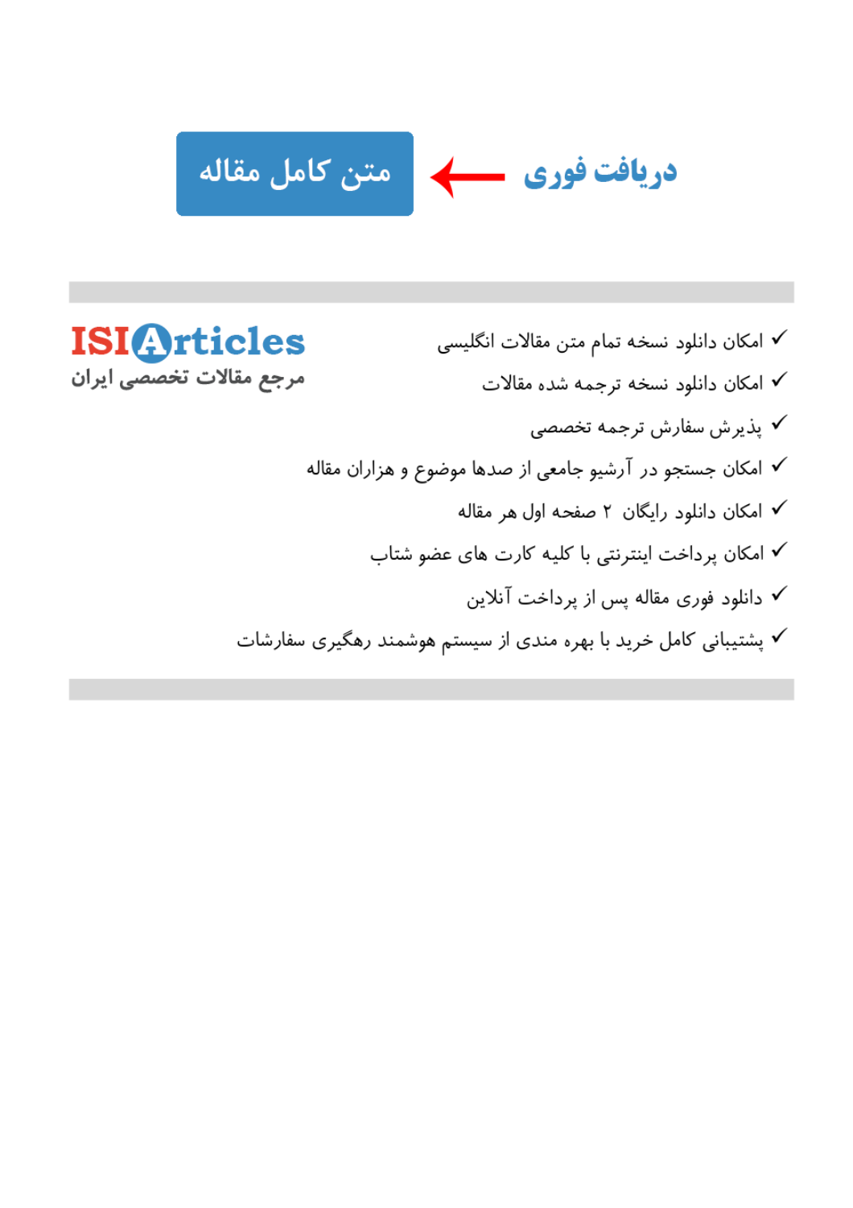دریافت فوری ← **متن کامل مقاله**

**ISIArticles**
مرجع مقالات تخصصی ایران

- ✓ امکان دانلود نسخه تمام متن مقالات انگلیسی
- ✓ امکان دانلود نسخه ترجمه شده مقالات
- ✓ پذیرش سفارش ترجمه تخصصی
- ✓ امکان جستجو در آرشیو جامعی از صدها موضوع و هزاران مقاله
- ✓ امکان دانلود رایگان ۲ صفحه اول هر مقاله
- ✓ امکان پرداخت اینترنتی با کلیه کارت های عضو شتاب
- ✓ دانلود فوری مقاله پس از پرداخت آنلاین
- ✓ پشتیبانی کامل خرید با بهره مندی از سیستم هوشمند رهگیری سفارشات